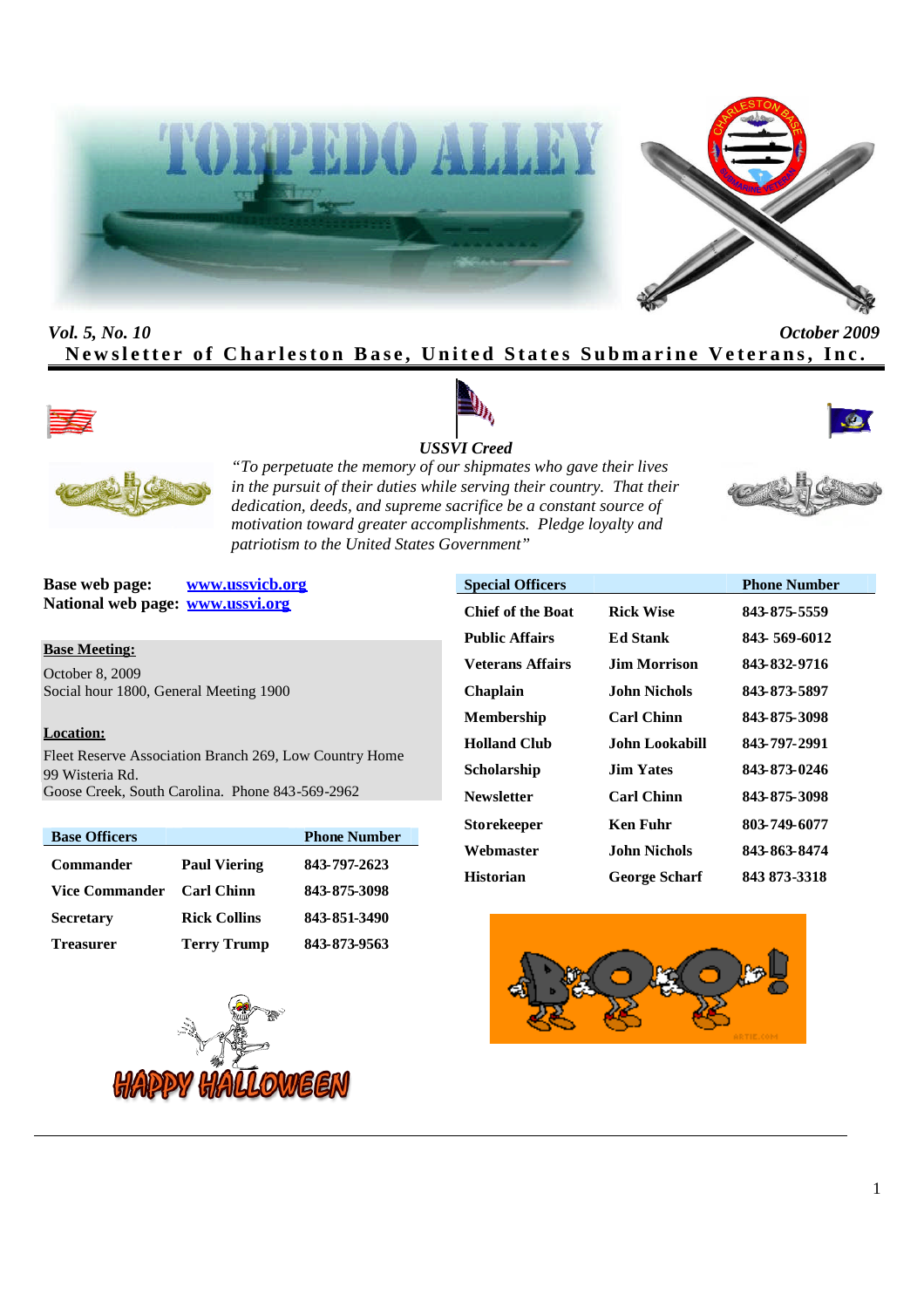# TORPEDO ALLEY

*Vol. 5, No. 10* *October 2009*

**Newsletter of Charleston Base, United States Submarine Veterans, Inc.**

***USSVI Creed***

*"To perpetuate the memory of our shipmates who gave their lives in the pursuit of their duties while serving their country. That their dedication, deeds, and supreme sacrifice be a constant source of motivation toward greater accomplishments. Pledge loyalty and patriotism to the United States Government"*

**Base web page:** www.ussvicb.org
**National web page:** www.ussvi.org

**Base Meeting:**

October 8, 2009
Social hour 1800, General Meeting 1900

**Location:**

Fleet Reserve Association Branch 269, Low Country Home
99 Wisteria Rd.
Goose Creek, South Carolina. Phone 843-569-2962

| Base Officers | | Phone Number |
|---|---|---|
| Commander | Paul Viering | 843-797-2623 |
| Vice Commander | Carl Chinn | 843-875-3098 |
| Secretary | Rick Collins | 843-851-3490 |
| Treasurer | Terry Trump | 843-873-9563 |

| Special Officers | | Phone Number |
|---|---|---|
| Chief of the Boat | Rick Wise | 843-875-5559 |
| Public Affairs | Ed Stank | 843- 569-6012 |
| Veterans Affairs | Jim Morrison | 843-832-9716 |
| Chaplain | John Nichols | 843-873-5897 |
| Membership | Carl Chinn | 843-875-3098 |
| Holland Club | John Lookabill | 843-797-2991 |
| Scholarship | Jim Yates | 843-873-0246 |
| Newsletter | Carl Chinn | 843-875-3098 |
| Storekeeper | Ken Fuhr | 803-749-6077 |
| Webmaster | John Nichols | 843-863-8474 |
| Historian | George Scharf | 843 873-3318 |

HAPPY HALLOWEEN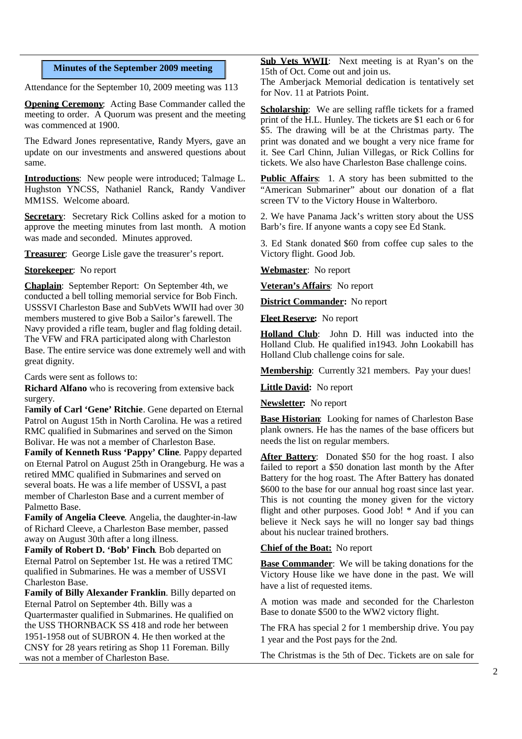## Minutes of the September 2009 meeting

Attendance for the September 10, 2009 meeting was 113

**Opening Ceremony**: Acting Base Commander called the meeting to order. A Quorum was present and the meeting was commenced at 1900.

The Edward Jones representative, Randy Myers, gave an update on our investments and answered questions about same.

**Introductions**: New people were introduced; Talmage L. Hughston YNCSS, Nathaniel Ranck, Randy Vandiver MM1SS. Welcome aboard.

**Secretary**: Secretary Rick Collins asked for a motion to approve the meeting minutes from last month. A motion was made and seconded. Minutes approved.

**Treasurer**: George Lisle gave the treasurer's report.

**Storekeeper**: No report

**Chaplain**: September Report: On September 4th, we conducted a bell tolling memorial service for Bob Finch. USSSVI Charleston Base and SubVets WWII had over 30 members mustered to give Bob a Sailor's farewell. The Navy provided a rifle team, bugler and flag folding detail. The VFW and FRA participated along with Charleston Base. The entire service was done extremely well and with great dignity.

Cards were sent as follows to:

**Richard Alfano** who is recovering from extensive back surgery.

**Family of Carl 'Gene' Ritchie**. Gene departed on Eternal Patrol on August 15th in North Carolina. He was a retired RMC qualified in Submarines and served on the Simon Bolivar. He was not a member of Charleston Base.

**Family of Kenneth Russ 'Pappy' Cline**. Pappy departed on Eternal Patrol on August 25th in Orangeburg. He was a retired MMC qualified in Submarines and served on several boats. He was a life member of USSVI, a past member of Charleston Base and a current member of Palmetto Base.

**Family of Angelia Cleeve**. Angelia, the daughter-in-law of Richard Cleeve, a Charleston Base member, passed away on August 30th after a long illness.

**Family of Robert D. 'Bob' Finch**. Bob departed on Eternal Patrol on September 1st. He was a retired TMC qualified in Submarines. He was a member of USSVI Charleston Base.

**Family of Billy Alexander Franklin**. Billy departed on Eternal Patrol on September 4th. Billy was a Quartermaster qualified in Submarines. He qualified on the USS THORNBACK SS 418 and rode her between 1951-1958 out of SUBRON 4. He then worked at the CNSY for 28 years retiring as Shop 11 Foreman. Billy was not a member of Charleston Base.

**Sub Vets WWII**: Next meeting is at Ryan's on the 15th of Oct. Come out and join us.

The Amberjack Memorial dedication is tentatively set for Nov. 11 at Patriots Point.

**Scholarship**: We are selling raffle tickets for a framed print of the H.L. Hunley. The tickets are $1 each or 6 for $5. The drawing will be at the Christmas party. The print was donated and we bought a very nice frame for it. See Carl Chinn, Julian Villegas, or Rick Collins for tickets. We also have Charleston Base challenge coins.

**Public Affairs**: 1. A story has been submitted to the "American Submariner" about our donation of a flat screen TV to the Victory House in Walterboro.

2. We have Panama Jack's written story about the USS Barb's fire. If anyone wants a copy see Ed Stank.

3. Ed Stank donated $60 from coffee cup sales to the Victory flight. Good Job.

**Webmaster**: No report

**Veteran's Affairs**: No report

**District Commander:** No report

**Fleet Reserve:** No report

**Holland Club**: John D. Hill was inducted into the Holland Club. He qualified in1943. John Lookabill has Holland Club challenge coins for sale.

**Membership**: Currently 321 members. Pay your dues!

**Little David:** No report

**Newsletter:** No report

**Base Historian**: Looking for names of Charleston Base plank owners. He has the names of the base officers but needs the list on regular members.

**After Battery**: Donated $50 for the hog roast. I also failed to report a $50 donation last month by the After Battery for the hog roast. The After Battery has donated $600 to the base for our annual hog roast since last year. This is not counting the money given for the victory flight and other purposes. Good Job! * And if you can believe it Neck says he will no longer say bad things about his nuclear trained brothers.

**Chief of the Boat:** No report

**Base Commander**: We will be taking donations for the Victory House like we have done in the past. We will have a list of requested items.

A motion was made and seconded for the Charleston Base to donate $500 to the WW2 victory flight.

The FRA has special 2 for 1 membership drive. You pay 1 year and the Post pays for the 2nd.

The Christmas is the 5th of Dec. Tickets are on sale for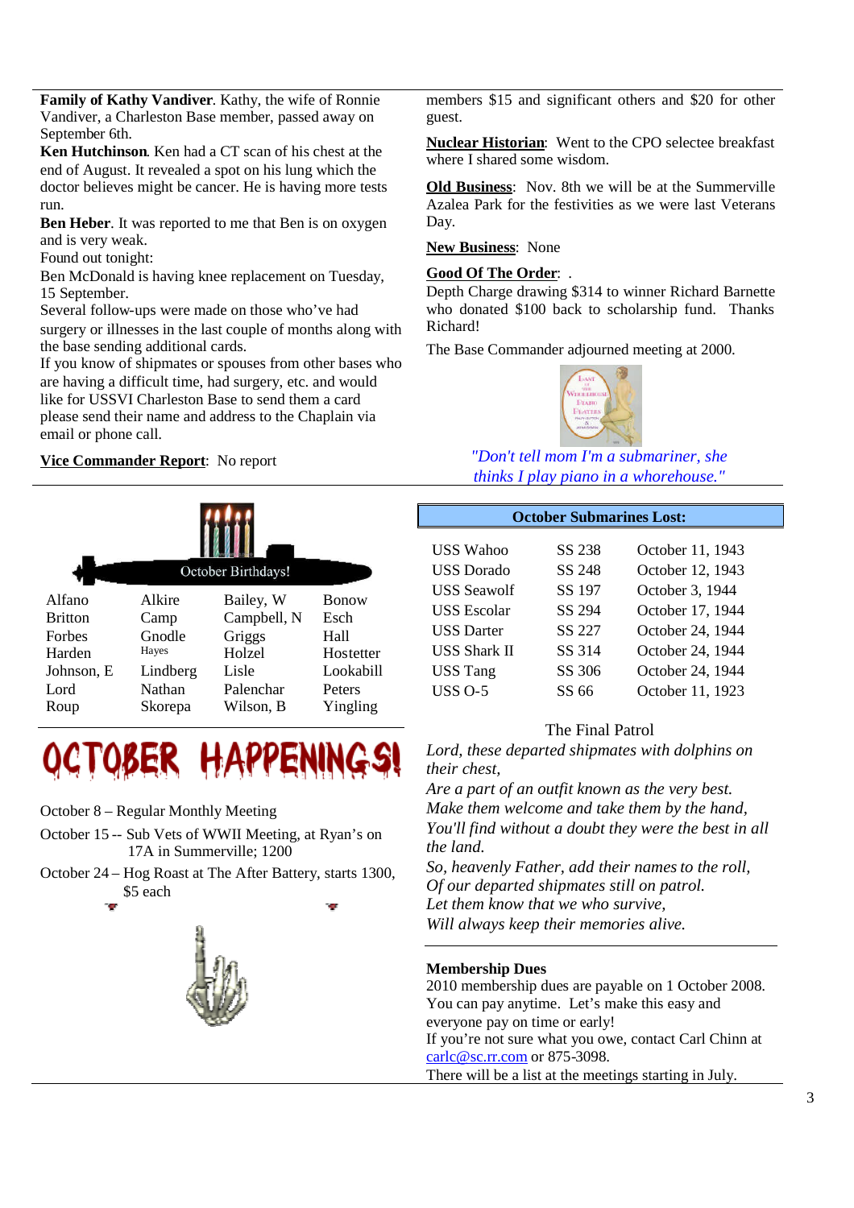**Family of Kathy Vandiver**. Kathy, the wife of Ronnie Vandiver, a Charleston Base member, passed away on September 6th.

**Ken Hutchinson**. Ken had a CT scan of his chest at the end of August. It revealed a spot on his lung which the doctor believes might be cancer. He is having more tests run.

**Ben Heber**. It was reported to me that Ben is on oxygen and is very weak.

Found out tonight:

Ben McDonald is having knee replacement on Tuesday, 15 September.

Several follow-ups were made on those who've had surgery or illnesses in the last couple of months along with the base sending additional cards.

If you know of shipmates or spouses from other bases who are having a difficult time, had surgery, etc. and would like for USSVI Charleston Base to send them a card please send their name and address to the Chaplain via email or phone call.

**Vice Commander Report**: No report

members $15 and significant others and $20 for other guest.

**Nuclear Historian**: Went to the CPO selectee breakfast where I shared some wisdom.

**Old Business**: Nov. 8th we will be at the Summerville Azalea Park for the festivities as we were last Veterans Day.

**New Business**: None

**Good Of The Order**: .

Depth Charge drawing $314 to winner Richard Barnette who donated $100 back to scholarship fund. Thanks Richard!

The Base Commander adjourned meeting at 2000.

*"Don't tell mom I'm a submariner, she thinks I play piano in a whorehouse."*

## October Birthdays!

| | | | |
|---|---|---|---|
| Alfano | Alkire | Bailey, W | Bonow |
| Britton | Camp | Campbell, N | Esch |
| Forbes | Gnodle | Griggs | Hall |
| Harden | Hayes | Holzel | Hostetter |
| Johnson, E | Lindberg | Lisle | Lookabill |
| Lord | Nathan | Palenchar | Peters |
| Roup | Skorepa | Wilson, B | Yingling |

## OCTOBER HAPPENINGS!

October 8 – Regular Monthly Meeting

October 15 -- Sub Vets of WWII Meeting, at Ryan's on 17A in Summerville; 1200

October 24 – Hog Roast at The After Battery, starts 1300, $5 each

## October Submarines Lost:

| | | |
|---|---|---|
| USS Wahoo | SS 238 | October 11, 1943 |
| USS Dorado | SS 248 | October 12, 1943 |
| USS Seawolf | SS 197 | October 3, 1944 |
| USS Escolar | SS 294 | October 17, 1944 |
| USS Darter | SS 227 | October 24, 1944 |
| USS Shark II | SS 314 | October 24, 1944 |
| USS Tang | SS 306 | October 24, 1944 |
| USS O-5 | SS 66 | October 11, 1923 |

### The Final Patrol

*Lord, these departed shipmates with dolphins on their chest,*
*Are a part of an outfit known as the very best.*
*Make them welcome and take them by the hand,*
*You'll find without a doubt they were the best in all the land.*
*So, heavenly Father, add their names to the roll,*
*Of our departed shipmates still on patrol.*
*Let them know that we who survive,*
*Will always keep their memories alive.*

**Membership Dues**

2010 membership dues are payable on 1 October 2008. You can pay anytime. Let's make this easy and everyone pay on time or early!

If you're not sure what you owe, contact Carl Chinn at carlc@sc.rr.com or 875-3098.

There will be a list at the meetings starting in July.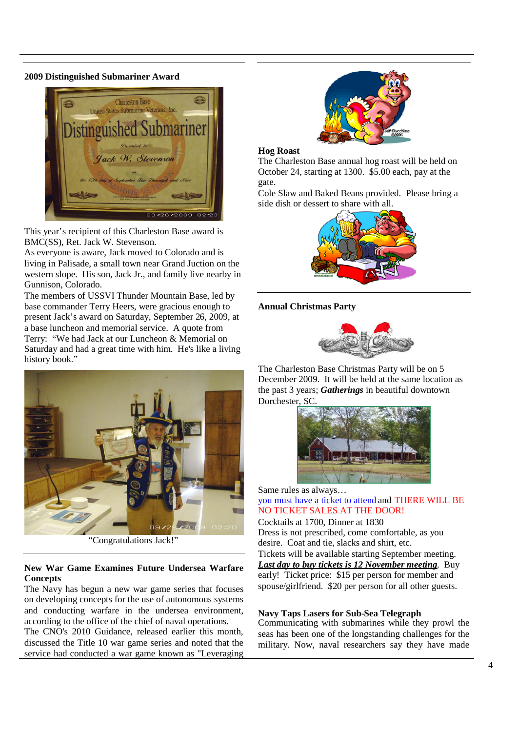### 2009 Distinguished Submariner Award

This year's recipient of this Charleston Base award is BMC(SS), Ret. Jack W. Stevenson.

As everyone is aware, Jack moved to Colorado and is living in Palisade, a small town near Grand Juction on the western slope. His son, Jack Jr., and family live nearby in Gunnison, Colorado.

The members of USSVI Thunder Mountain Base, led by base commander Terry Heers, were gracious enough to present Jack's award on Saturday, September 26, 2009, at a base luncheon and memorial service. A quote from Terry: "We had Jack at our Luncheon & Memorial on Saturday and had a great time with him. He's like a living history book."

"Congratulations Jack!"

### New War Game Examines Future Undersea Warfare Concepts

The Navy has begun a new war game series that focuses on developing concepts for the use of autonomous systems and conducting warfare in the undersea environment, according to the office of the chief of naval operations.

The CNO's 2010 Guidance, released earlier this month, discussed the Title 10 war game series and noted that the service had conducted a war game known as "Leveraging

### Hog Roast

The Charleston Base annual hog roast will be held on October 24, starting at 1300. $5.00 each, pay at the gate.

Cole Slaw and Baked Beans provided. Please bring a side dish or dessert to share with all.

### Annual Christmas Party

The Charleston Base Christmas Party will be on 5 December 2009. It will be held at the same location as the past 3 years; ***Gatherings*** in beautiful downtown Dorchester, SC.

Same rules as always…

you must have a ticket to attend and THERE WILL BE NO TICKET SALES AT THE DOOR!

Cocktails at 1700, Dinner at 1830

Dress is not prescribed, come comfortable, as you desire. Coat and tie, slacks and shirt, etc.

Tickets will be available starting September meeting. ***Last day to buy tickets is 12 November meeting***. Buy early! Ticket price: $15 per person for member and spouse/girlfriend. $20 per person for all other guests.

### Navy Taps Lasers for Sub-Sea Telegraph

Communicating with submarines while they prowl the seas has been one of the longstanding challenges for the military. Now, naval researchers say they have made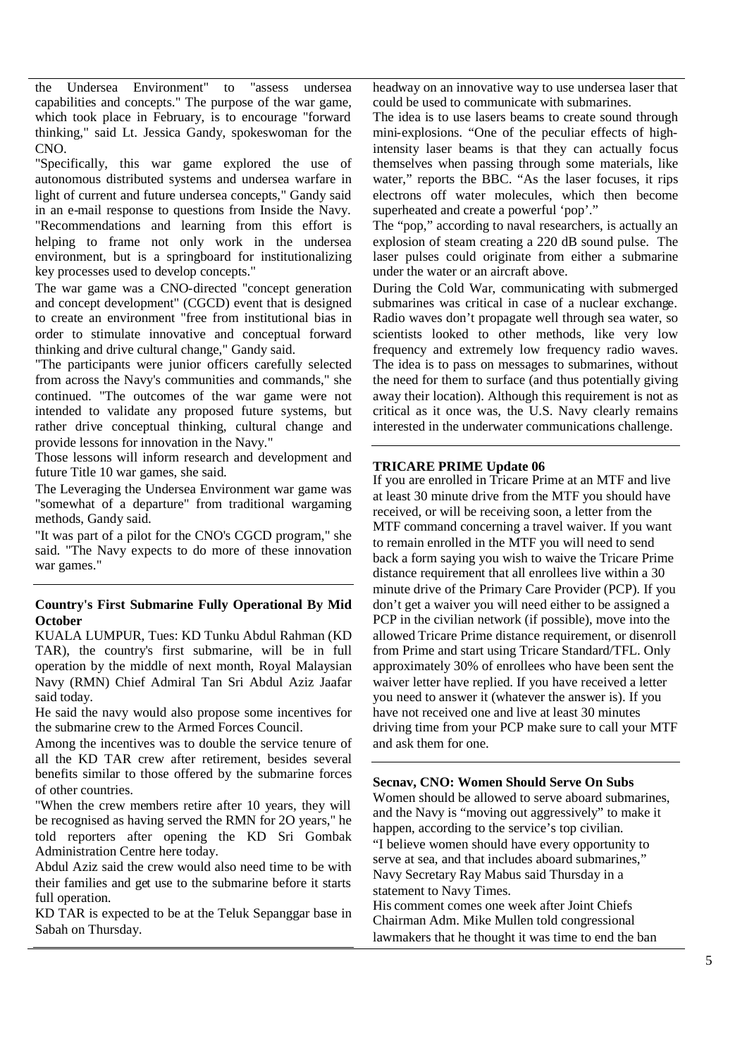the Undersea Environment" to "assess undersea capabilities and concepts." The purpose of the war game, which took place in February, is to encourage "forward thinking," said Lt. Jessica Gandy, spokeswoman for the CNO.

"Specifically, this war game explored the use of autonomous distributed systems and undersea warfare in light of current and future undersea concepts," Gandy said in an e-mail response to questions from Inside the Navy. "Recommendations and learning from this effort is helping to frame not only work in the undersea environment, but is a springboard for institutionalizing key processes used to develop concepts."

The war game was a CNO-directed "concept generation and concept development" (CGCD) event that is designed to create an environment "free from institutional bias in order to stimulate innovative and conceptual forward thinking and drive cultural change," Gandy said.

"The participants were junior officers carefully selected from across the Navy's communities and commands," she continued. "The outcomes of the war game were not intended to validate any proposed future systems, but rather drive conceptual thinking, cultural change and provide lessons for innovation in the Navy."

Those lessons will inform research and development and future Title 10 war games, she said.

The Leveraging the Undersea Environment war game was "somewhat of a departure" from traditional wargaming methods, Gandy said.

"It was part of a pilot for the CNO's CGCD program," she said. "The Navy expects to do more of these innovation war games."

### Country's First Submarine Fully Operational By Mid October

KUALA LUMPUR, Tues: KD Tunku Abdul Rahman (KD TAR), the country's first submarine, will be in full operation by the middle of next month, Royal Malaysian Navy (RMN) Chief Admiral Tan Sri Abdul Aziz Jaafar said today.

He said the navy would also propose some incentives for the submarine crew to the Armed Forces Council.

Among the incentives was to double the service tenure of all the KD TAR crew after retirement, besides several benefits similar to those offered by the submarine forces of other countries.

"When the crew members retire after 10 years, they will be recognised as having served the RMN for 2O years," he told reporters after opening the KD Sri Gombak Administration Centre here today.

Abdul Aziz said the crew would also need time to be with their families and get use to the submarine before it starts full operation.

KD TAR is expected to be at the Teluk Sepanggar base in Sabah on Thursday.

headway on an innovative way to use undersea laser that could be used to communicate with submarines.

The idea is to use lasers beams to create sound through mini-explosions. "One of the peculiar effects of high-intensity laser beams is that they can actually focus themselves when passing through some materials, like water," reports the BBC. "As the laser focuses, it rips electrons off water molecules, which then become superheated and create a powerful 'pop'."

The "pop," according to naval researchers, is actually an explosion of steam creating a 220 dB sound pulse. The laser pulses could originate from either a submarine under the water or an aircraft above.

During the Cold War, communicating with submerged submarines was critical in case of a nuclear exchange. Radio waves don't propagate well through sea water, so scientists looked to other methods, like very low frequency and extremely low frequency radio waves. The idea is to pass on messages to submarines, without the need for them to surface (and thus potentially giving away their location). Although this requirement is not as critical as it once was, the U.S. Navy clearly remains interested in the underwater communications challenge.

### TRICARE PRIME Update 06

If you are enrolled in Tricare Prime at an MTF and live at least 30 minute drive from the MTF you should have received, or will be receiving soon, a letter from the MTF command concerning a travel waiver. If you want to remain enrolled in the MTF you will need to send back a form saying you wish to waive the Tricare Prime distance requirement that all enrollees live within a 30 minute drive of the Primary Care Provider (PCP). If you don't get a waiver you will need either to be assigned a PCP in the civilian network (if possible), move into the allowed Tricare Prime distance requirement, or disenroll from Prime and start using Tricare Standard/TFL. Only approximately 30% of enrollees who have been sent the waiver letter have replied. If you have received a letter you need to answer it (whatever the answer is). If you have not received one and live at least 30 minutes driving time from your PCP make sure to call your MTF and ask them for one.

### Secnav, CNO: Women Should Serve On Subs

Women should be allowed to serve aboard submarines, and the Navy is "moving out aggressively" to make it happen, according to the service's top civilian.

"I believe women should have every opportunity to serve at sea, and that includes aboard submarines," Navy Secretary Ray Mabus said Thursday in a statement to Navy Times.

His comment comes one week after Joint Chiefs Chairman Adm. Mike Mullen told congressional lawmakers that he thought it was time to end the ban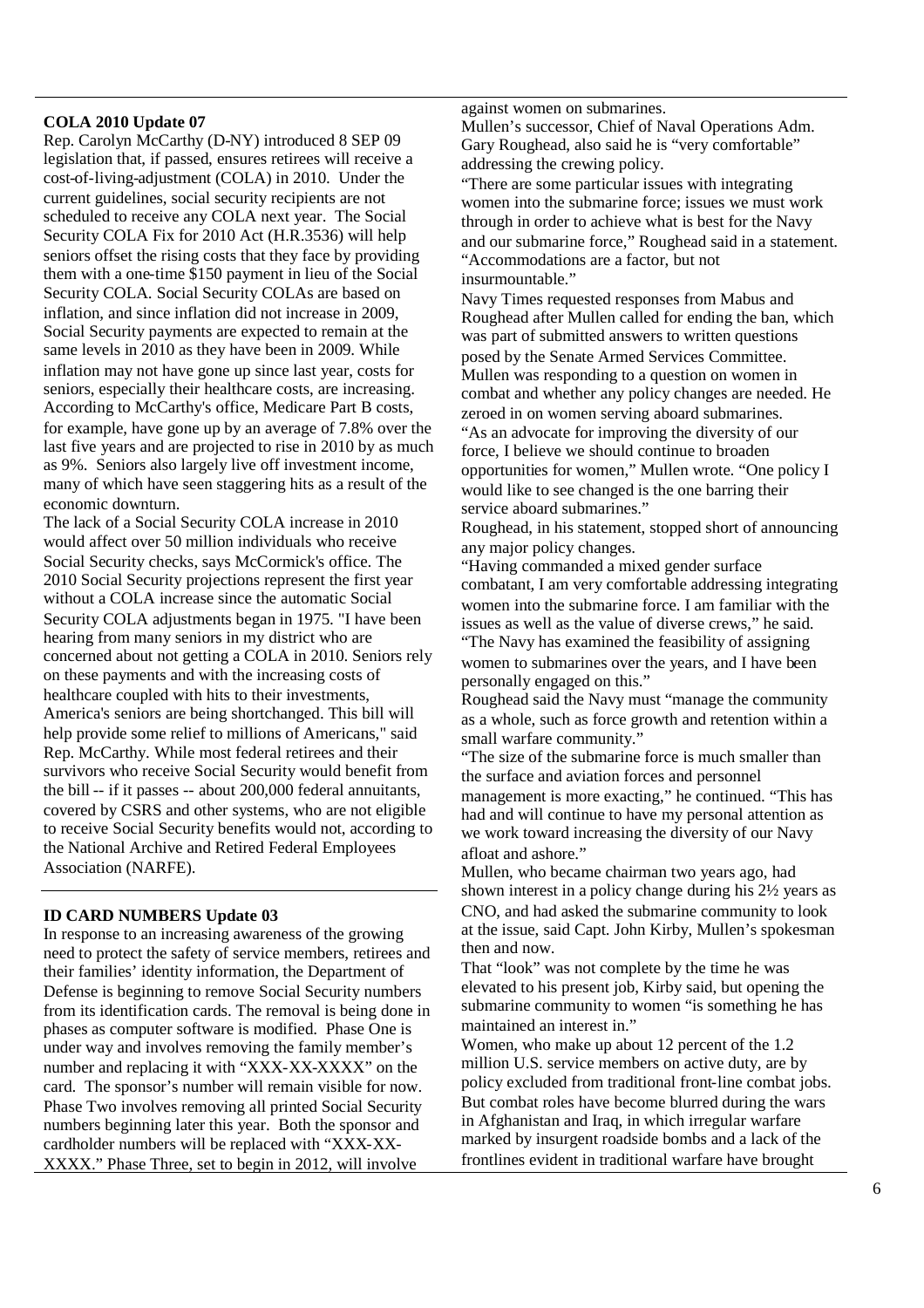### COLA 2010 Update 07

Rep. Carolyn McCarthy (D-NY) introduced 8 SEP 09 legislation that, if passed, ensures retirees will receive a cost-of-living-adjustment (COLA) in 2010. Under the current guidelines, social security recipients are not scheduled to receive any COLA next year. The Social Security COLA Fix for 2010 Act (H.R.3536) will help seniors offset the rising costs that they face by providing them with a one-time $150 payment in lieu of the Social Security COLA. Social Security COLAs are based on inflation, and since inflation did not increase in 2009, Social Security payments are expected to remain at the same levels in 2010 as they have been in 2009. While inflation may not have gone up since last year, costs for seniors, especially their healthcare costs, are increasing. According to McCarthy's office, Medicare Part B costs, for example, have gone up by an average of 7.8% over the last five years and are projected to rise in 2010 by as much as 9%. Seniors also largely live off investment income, many of which have seen staggering hits as a result of the economic downturn.

The lack of a Social Security COLA increase in 2010 would affect over 50 million individuals who receive Social Security checks, says McCormick's office. The 2010 Social Security projections represent the first year without a COLA increase since the automatic Social Security COLA adjustments began in 1975. "I have been hearing from many seniors in my district who are concerned about not getting a COLA in 2010. Seniors rely on these payments and with the increasing costs of healthcare coupled with hits to their investments, America's seniors are being shortchanged. This bill will help provide some relief to millions of Americans," said Rep. McCarthy. While most federal retirees and their survivors who receive Social Security would benefit from the bill -- if it passes -- about 200,000 federal annuitants, covered by CSRS and other systems, who are not eligible to receive Social Security benefits would not, according to the National Archive and Retired Federal Employees Association (NARFE).

### ID CARD NUMBERS Update 03

In response to an increasing awareness of the growing need to protect the safety of service members, retirees and their families' identity information, the Department of Defense is beginning to remove Social Security numbers from its identification cards. The removal is being done in phases as computer software is modified. Phase One is under way and involves removing the family member's number and replacing it with "XXX-XX-XXXX" on the card. The sponsor's number will remain visible for now. Phase Two involves removing all printed Social Security numbers beginning later this year. Both the sponsor and cardholder numbers will be replaced with "XXX-XX-XXXX." Phase Three, set to begin in 2012, will involve

against women on submarines.

Mullen's successor, Chief of Naval Operations Adm. Gary Roughead, also said he is "very comfortable" addressing the crewing policy.

"There are some particular issues with integrating women into the submarine force; issues we must work through in order to achieve what is best for the Navy and our submarine force," Roughead said in a statement. "Accommodations are a factor, but not insurmountable."

Navy Times requested responses from Mabus and Roughead after Mullen called for ending the ban, which was part of submitted answers to written questions posed by the Senate Armed Services Committee. Mullen was responding to a question on women in combat and whether any policy changes are needed. He zeroed in on women serving aboard submarines.

"As an advocate for improving the diversity of our force, I believe we should continue to broaden opportunities for women," Mullen wrote. "One policy I would like to see changed is the one barring their service aboard submarines."

Roughead, in his statement, stopped short of announcing any major policy changes.

"Having commanded a mixed gender surface combatant, I am very comfortable addressing integrating women into the submarine force. I am familiar with the issues as well as the value of diverse crews," he said. "The Navy has examined the feasibility of assigning women to submarines over the years, and I have been personally engaged on this."

Roughead said the Navy must "manage the community as a whole, such as force growth and retention within a small warfare community."

"The size of the submarine force is much smaller than the surface and aviation forces and personnel management is more exacting," he continued. "This has had and will continue to have my personal attention as we work toward increasing the diversity of our Navy afloat and ashore."

Mullen, who became chairman two years ago, had shown interest in a policy change during his 2½ years as CNO, and had asked the submarine community to look at the issue, said Capt. John Kirby, Mullen's spokesman then and now.

That "look" was not complete by the time he was elevated to his present job, Kirby said, but opening the submarine community to women "is something he has maintained an interest in."

Women, who make up about 12 percent of the 1.2 million U.S. service members on active duty, are by policy excluded from traditional front-line combat jobs. But combat roles have become blurred during the wars in Afghanistan and Iraq, in which irregular warfare marked by insurgent roadside bombs and a lack of the frontlines evident in traditional warfare have brought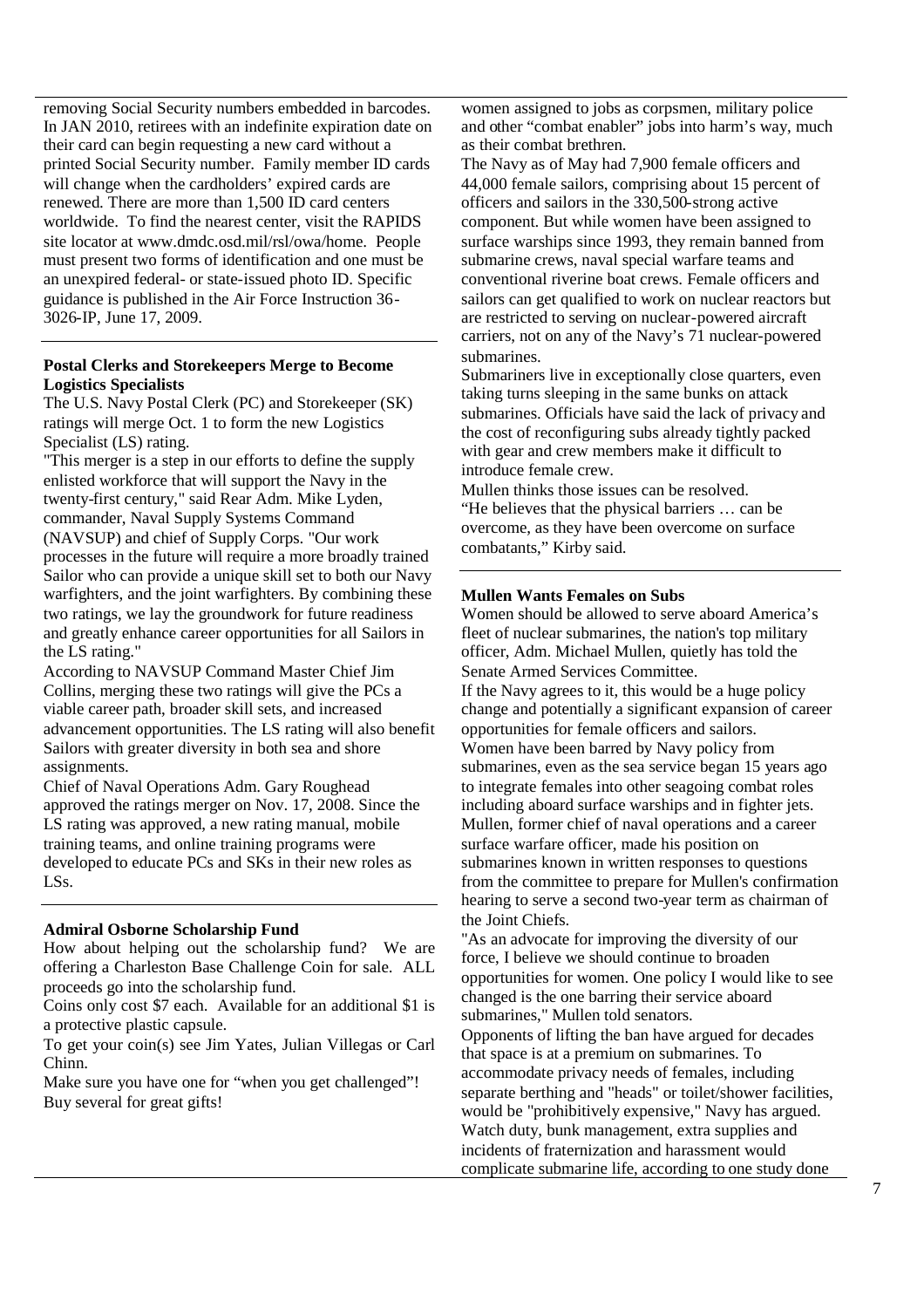removing Social Security numbers embedded in barcodes. In JAN 2010, retirees with an indefinite expiration date on their card can begin requesting a new card without a printed Social Security number. Family member ID cards will change when the cardholders' expired cards are renewed. There are more than 1,500 ID card centers worldwide. To find the nearest center, visit the RAPIDS site locator at www.dmdc.osd.mil/rsl/owa/home. People must present two forms of identification and one must be an unexpired federal- or state-issued photo ID. Specific guidance is published in the Air Force Instruction 36-3026-IP, June 17, 2009.

**Postal Clerks and Storekeepers Merge to Become Logistics Specialists**

The U.S. Navy Postal Clerk (PC) and Storekeeper (SK) ratings will merge Oct. 1 to form the new Logistics Specialist (LS) rating.

"This merger is a step in our efforts to define the supply enlisted workforce that will support the Navy in the twenty-first century," said Rear Adm. Mike Lyden, commander, Naval Supply Systems Command (NAVSUP) and chief of Supply Corps. "Our work processes in the future will require a more broadly trained Sailor who can provide a unique skill set to both our Navy warfighters, and the joint warfighters. By combining these two ratings, we lay the groundwork for future readiness and greatly enhance career opportunities for all Sailors in the LS rating."

According to NAVSUP Command Master Chief Jim Collins, merging these two ratings will give the PCs a viable career path, broader skill sets, and increased advancement opportunities. The LS rating will also benefit Sailors with greater diversity in both sea and shore assignments.

Chief of Naval Operations Adm. Gary Roughead approved the ratings merger on Nov. 17, 2008. Since the LS rating was approved, a new rating manual, mobile training teams, and online training programs were developed to educate PCs and SKs in their new roles as LSs.

**Admiral Osborne Scholarship Fund**

How about helping out the scholarship fund? We are offering a Charleston Base Challenge Coin for sale. ALL proceeds go into the scholarship fund.

Coins only cost $7 each. Available for an additional $1 is a protective plastic capsule.

To get your coin(s) see Jim Yates, Julian Villegas or Carl Chinn.

Make sure you have one for "when you get challenged"! Buy several for great gifts!

women assigned to jobs as corpsmen, military police and other "combat enabler" jobs into harm's way, much as their combat brethren.

The Navy as of May had 7,900 female officers and 44,000 female sailors, comprising about 15 percent of officers and sailors in the 330,500-strong active component. But while women have been assigned to surface warships since 1993, they remain banned from submarine crews, naval special warfare teams and conventional riverine boat crews. Female officers and sailors can get qualified to work on nuclear reactors but are restricted to serving on nuclear-powered aircraft carriers, not on any of the Navy's 71 nuclear-powered submarines.

Submariners live in exceptionally close quarters, even taking turns sleeping in the same bunks on attack submarines. Officials have said the lack of privacy and the cost of reconfiguring subs already tightly packed with gear and crew members make it difficult to introduce female crew.

Mullen thinks those issues can be resolved.

"He believes that the physical barriers … can be overcome, as they have been overcome on surface combatants," Kirby said.

**Mullen Wants Females on Subs**

Women should be allowed to serve aboard America's fleet of nuclear submarines, the nation's top military officer, Adm. Michael Mullen, quietly has told the Senate Armed Services Committee.

If the Navy agrees to it, this would be a huge policy change and potentially a significant expansion of career opportunities for female officers and sailors.

Women have been barred by Navy policy from submarines, even as the sea service began 15 years ago to integrate females into other seagoing combat roles including aboard surface warships and in fighter jets. Mullen, former chief of naval operations and a career surface warfare officer, made his position on submarines known in written responses to questions from the committee to prepare for Mullen's confirmation hearing to serve a second two-year term as chairman of the Joint Chiefs.

"As an advocate for improving the diversity of our force, I believe we should continue to broaden opportunities for women. One policy I would like to see changed is the one barring their service aboard submarines," Mullen told senators.

Opponents of lifting the ban have argued for decades that space is at a premium on submarines. To accommodate privacy needs of females, including separate berthing and "heads" or toilet/shower facilities, would be "prohibitively expensive," Navy has argued. Watch duty, bunk management, extra supplies and incidents of fraternization and harassment would complicate submarine life, according to one study done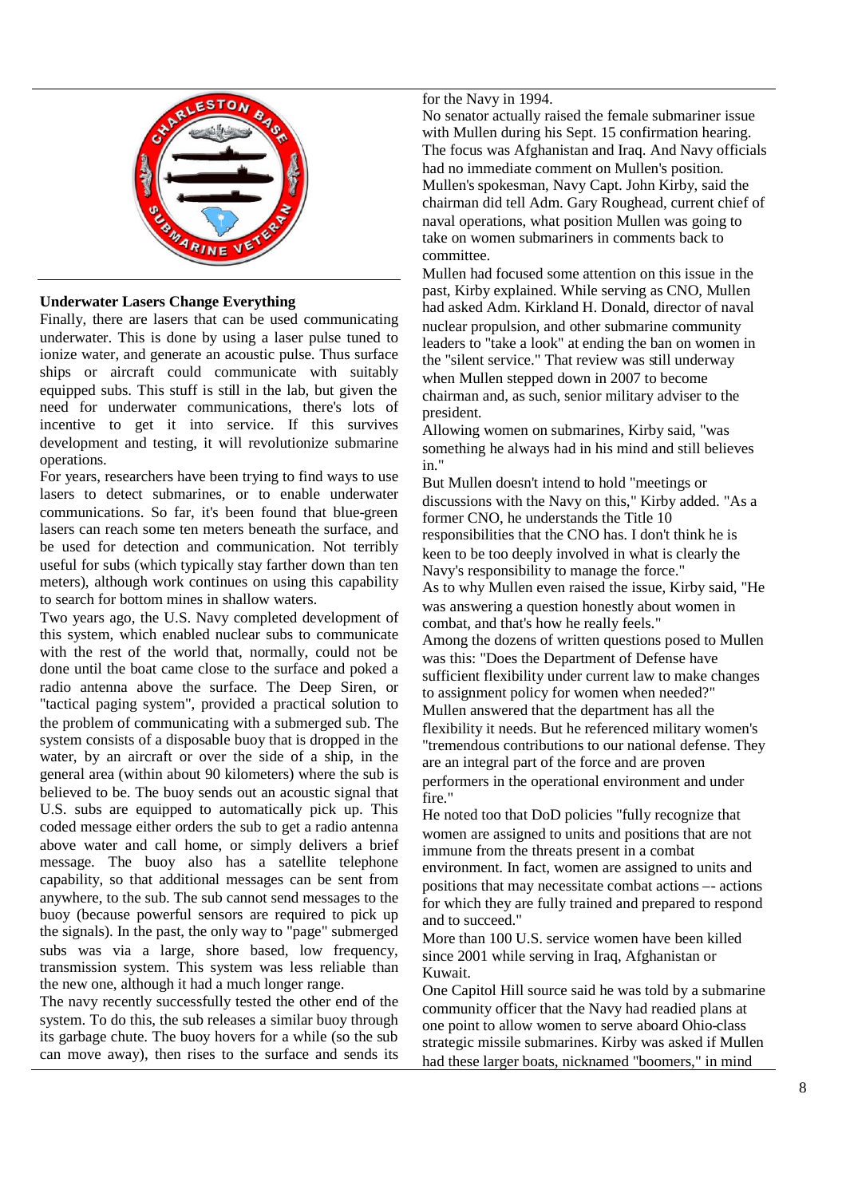## Underwater Lasers Change Everything

Finally, there are lasers that can be used communicating underwater. This is done by using a laser pulse tuned to ionize water, and generate an acoustic pulse. Thus surface ships or aircraft could communicate with suitably equipped subs. This stuff is still in the lab, but given the need for underwater communications, there's lots of incentive to get it into service. If this survives development and testing, it will revolutionize submarine operations.

For years, researchers have been trying to find ways to use lasers to detect submarines, or to enable underwater communications. So far, it's been found that blue-green lasers can reach some ten meters beneath the surface, and be used for detection and communication. Not terribly useful for subs (which typically stay farther down than ten meters), although work continues on using this capability to search for bottom mines in shallow waters.

Two years ago, the U.S. Navy completed development of this system, which enabled nuclear subs to communicate with the rest of the world that, normally, could not be done until the boat came close to the surface and poked a radio antenna above the surface. The Deep Siren, or "tactical paging system", provided a practical solution to the problem of communicating with a submerged sub. The system consists of a disposable buoy that is dropped in the water, by an aircraft or over the side of a ship, in the general area (within about 90 kilometers) where the sub is believed to be. The buoy sends out an acoustic signal that U.S. subs are equipped to automatically pick up. This coded message either orders the sub to get a radio antenna above water and call home, or simply delivers a brief message. The buoy also has a satellite telephone capability, so that additional messages can be sent from anywhere, to the sub. The sub cannot send messages to the buoy (because powerful sensors are required to pick up the signals). In the past, the only way to "page" submerged subs was via a large, shore based, low frequency, transmission system. This system was less reliable than the new one, although it had a much longer range.

The navy recently successfully tested the other end of the system. To do this, the sub releases a similar buoy through its garbage chute. The buoy hovers for a while (so the sub can move away), then rises to the surface and sends its

for the Navy in 1994.

No senator actually raised the female submariner issue with Mullen during his Sept. 15 confirmation hearing. The focus was Afghanistan and Iraq. And Navy officials had no immediate comment on Mullen's position.

Mullen's spokesman, Navy Capt. John Kirby, said the chairman did tell Adm. Gary Roughead, current chief of naval operations, what position Mullen was going to take on women submariners in comments back to committee.

Mullen had focused some attention on this issue in the past, Kirby explained. While serving as CNO, Mullen had asked Adm. Kirkland H. Donald, director of naval nuclear propulsion, and other submarine community leaders to "take a look" at ending the ban on women in the "silent service." That review was still underway when Mullen stepped down in 2007 to become chairman and, as such, senior military adviser to the president.

Allowing women on submarines, Kirby said, "was something he always had in his mind and still believes in."

But Mullen doesn't intend to hold "meetings or discussions with the Navy on this," Kirby added. "As a former CNO, he understands the Title 10 responsibilities that the CNO has. I don't think he is keen to be too deeply involved in what is clearly the Navy's responsibility to manage the force."

As to why Mullen even raised the issue, Kirby said, "He was answering a question honestly about women in combat, and that's how he really feels."

Among the dozens of written questions posed to Mullen was this: "Does the Department of Defense have sufficient flexibility under current law to make changes to assignment policy for women when needed?"

Mullen answered that the department has all the flexibility it needs. But he referenced military women's "tremendous contributions to our national defense. They are an integral part of the force and are proven performers in the operational environment and under fire."

He noted too that DoD policies "fully recognize that women are assigned to units and positions that are not immune from the threats present in a combat environment. In fact, women are assigned to units and positions that may necessitate combat actions –- actions for which they are fully trained and prepared to respond and to succeed."

More than 100 U.S. service women have been killed since 2001 while serving in Iraq, Afghanistan or Kuwait.

One Capitol Hill source said he was told by a submarine community officer that the Navy had readied plans at one point to allow women to serve aboard Ohio-class strategic missile submarines. Kirby was asked if Mullen had these larger boats, nicknamed "boomers," in mind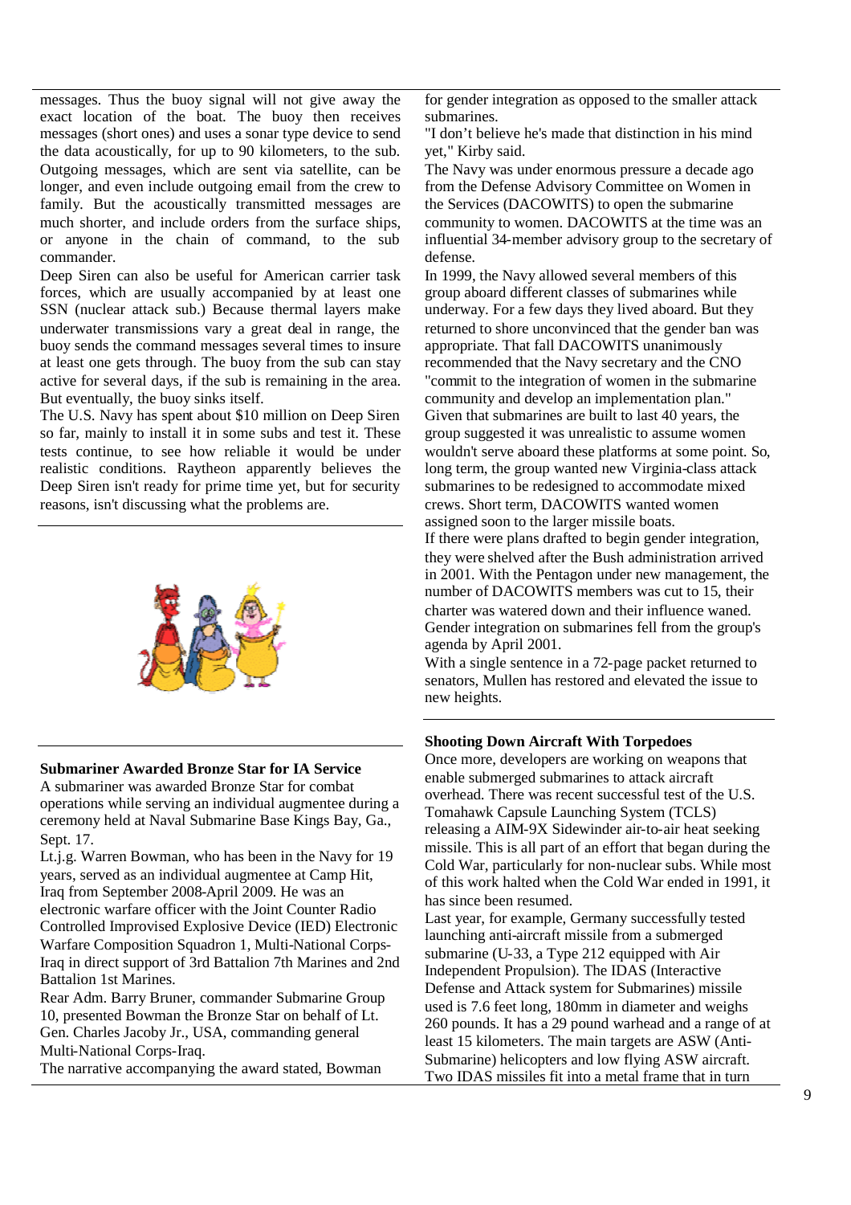messages. Thus the buoy signal will not give away the exact location of the boat. The buoy then receives messages (short ones) and uses a sonar type device to send the data acoustically, for up to 90 kilometers, to the sub. Outgoing messages, which are sent via satellite, can be longer, and even include outgoing email from the crew to family. But the acoustically transmitted messages are much shorter, and include orders from the surface ships, or anyone in the chain of command, to the sub commander.

Deep Siren can also be useful for American carrier task forces, which are usually accompanied by at least one SSN (nuclear attack sub.) Because thermal layers make underwater transmissions vary a great deal in range, the buoy sends the command messages several times to insure at least one gets through. The buoy from the sub can stay active for several days, if the sub is remaining in the area. But eventually, the buoy sinks itself.

The U.S. Navy has spent about $10 million on Deep Siren so far, mainly to install it in some subs and test it. These tests continue, to see how reliable it would be under realistic conditions. Raytheon apparently believes the Deep Siren isn't ready for prime time yet, but for security reasons, isn't discussing what the problems are.

### Submariner Awarded Bronze Star for IA Service

A submariner was awarded Bronze Star for combat operations while serving an individual augmentee during a ceremony held at Naval Submarine Base Kings Bay, Ga., Sept. 17.

Lt.j.g. Warren Bowman, who has been in the Navy for 19 years, served as an individual augmentee at Camp Hit, Iraq from September 2008-April 2009. He was an electronic warfare officer with the Joint Counter Radio Controlled Improvised Explosive Device (IED) Electronic Warfare Composition Squadron 1, Multi-National Corps-Iraq in direct support of 3rd Battalion 7th Marines and 2nd Battalion 1st Marines.

Rear Adm. Barry Bruner, commander Submarine Group 10, presented Bowman the Bronze Star on behalf of Lt. Gen. Charles Jacoby Jr., USA, commanding general Multi-National Corps-Iraq.

The narrative accompanying the award stated, Bowman

for gender integration as opposed to the smaller attack submarines.

"I don't believe he's made that distinction in his mind yet," Kirby said.

The Navy was under enormous pressure a decade ago from the Defense Advisory Committee on Women in the Services (DACOWITS) to open the submarine community to women. DACOWITS at the time was an influential 34-member advisory group to the secretary of defense.

In 1999, the Navy allowed several members of this group aboard different classes of submarines while underway. For a few days they lived aboard. But they returned to shore unconvinced that the gender ban was appropriate. That fall DACOWITS unanimously recommended that the Navy secretary and the CNO "commit to the integration of women in the submarine community and develop an implementation plan." Given that submarines are built to last 40 years, the group suggested it was unrealistic to assume women wouldn't serve aboard these platforms at some point. So, long term, the group wanted new Virginia-class attack submarines to be redesigned to accommodate mixed crews. Short term, DACOWITS wanted women assigned soon to the larger missile boats.

If there were plans drafted to begin gender integration, they were shelved after the Bush administration arrived in 2001. With the Pentagon under new management, the number of DACOWITS members was cut to 15, their charter was watered down and their influence waned. Gender integration on submarines fell from the group's agenda by April 2001.

With a single sentence in a 72-page packet returned to senators, Mullen has restored and elevated the issue to new heights.

### Shooting Down Aircraft With Torpedoes

Once more, developers are working on weapons that enable submerged submarines to attack aircraft overhead. There was recent successful test of the U.S. Tomahawk Capsule Launching System (TCLS) releasing a AIM-9X Sidewinder air-to-air heat seeking missile. This is all part of an effort that began during the Cold War, particularly for non-nuclear subs. While most of this work halted when the Cold War ended in 1991, it has since been resumed.

Last year, for example, Germany successfully tested launching anti-aircraft missile from a submerged submarine (U-33, a Type 212 equipped with Air Independent Propulsion). The IDAS (Interactive Defense and Attack system for Submarines) missile used is 7.6 feet long, 180mm in diameter and weighs 260 pounds. It has a 29 pound warhead and a range of at least 15 kilometers. The main targets are ASW (Anti-Submarine) helicopters and low flying ASW aircraft. Two IDAS missiles fit into a metal frame that in turn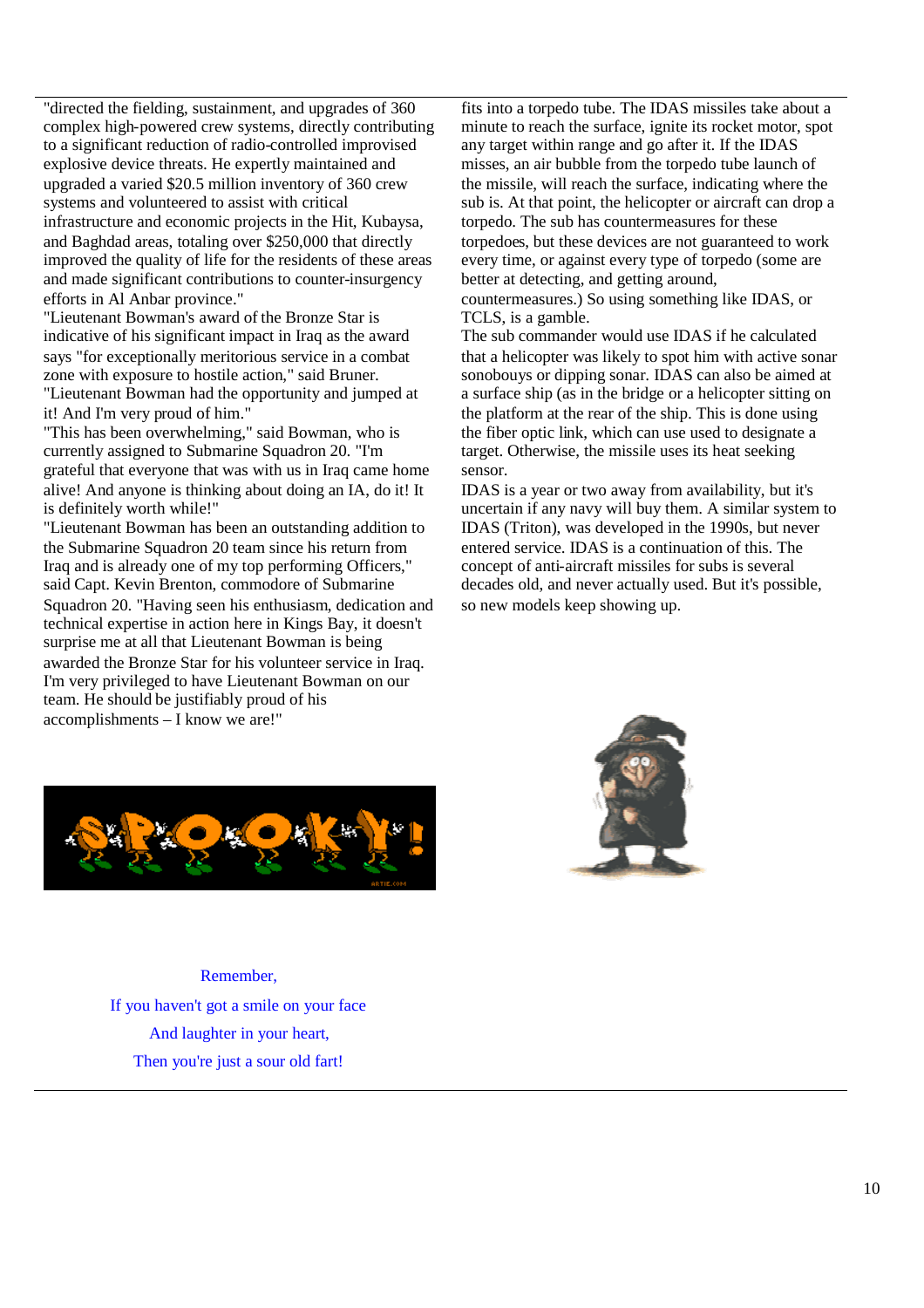"directed the fielding, sustainment, and upgrades of 360 complex high-powered crew systems, directly contributing to a significant reduction of radio-controlled improvised explosive device threats. He expertly maintained and upgraded a varied $20.5 million inventory of 360 crew systems and volunteered to assist with critical infrastructure and economic projects in the Hit, Kubaysa, and Baghdad areas, totaling over $250,000 that directly improved the quality of life for the residents of these areas and made significant contributions to counter-insurgency efforts in Al Anbar province."

"Lieutenant Bowman's award of the Bronze Star is indicative of his significant impact in Iraq as the award says "for exceptionally meritorious service in a combat zone with exposure to hostile action," said Bruner. "Lieutenant Bowman had the opportunity and jumped at it! And I'm very proud of him."

"This has been overwhelming," said Bowman, who is currently assigned to Submarine Squadron 20. "I'm grateful that everyone that was with us in Iraq came home alive! And anyone is thinking about doing an IA, do it! It is definitely worth while!"

"Lieutenant Bowman has been an outstanding addition to the Submarine Squadron 20 team since his return from Iraq and is already one of my top performing Officers," said Capt. Kevin Brenton, commodore of Submarine Squadron 20. "Having seen his enthusiasm, dedication and technical expertise in action here in Kings Bay, it doesn't surprise me at all that Lieutenant Bowman is being awarded the Bronze Star for his volunteer service in Iraq. I'm very privileged to have Lieutenant Bowman on our team. He should be justifiably proud of his accomplishments – I know we are!"

fits into a torpedo tube. The IDAS missiles take about a minute to reach the surface, ignite its rocket motor, spot any target within range and go after it. If the IDAS misses, an air bubble from the torpedo tube launch of the missile, will reach the surface, indicating where the sub is. At that point, the helicopter or aircraft can drop a torpedo. The sub has countermeasures for these torpedoes, but these devices are not guaranteed to work every time, or against every type of torpedo (some are better at detecting, and getting around, countermeasures.) So using something like IDAS, or TCLS, is a gamble.

The sub commander would use IDAS if he calculated that a helicopter was likely to spot him with active sonar sonobouys or dipping sonar. IDAS can also be aimed at a surface ship (as in the bridge or a helicopter sitting on the platform at the rear of the ship. This is done using the fiber optic link, which can use used to designate a target. Otherwise, the missile uses its heat seeking sensor.

IDAS is a year or two away from availability, but it's uncertain if any navy will buy them. A similar system to IDAS (Triton), was developed in the 1990s, but never entered service. IDAS is a continuation of this. The concept of anti-aircraft missiles for subs is several decades old, and never actually used. But it's possible, so new models keep showing up.

Remember,

If you haven't got a smile on your face

And laughter in your heart,

Then you're just a sour old fart!